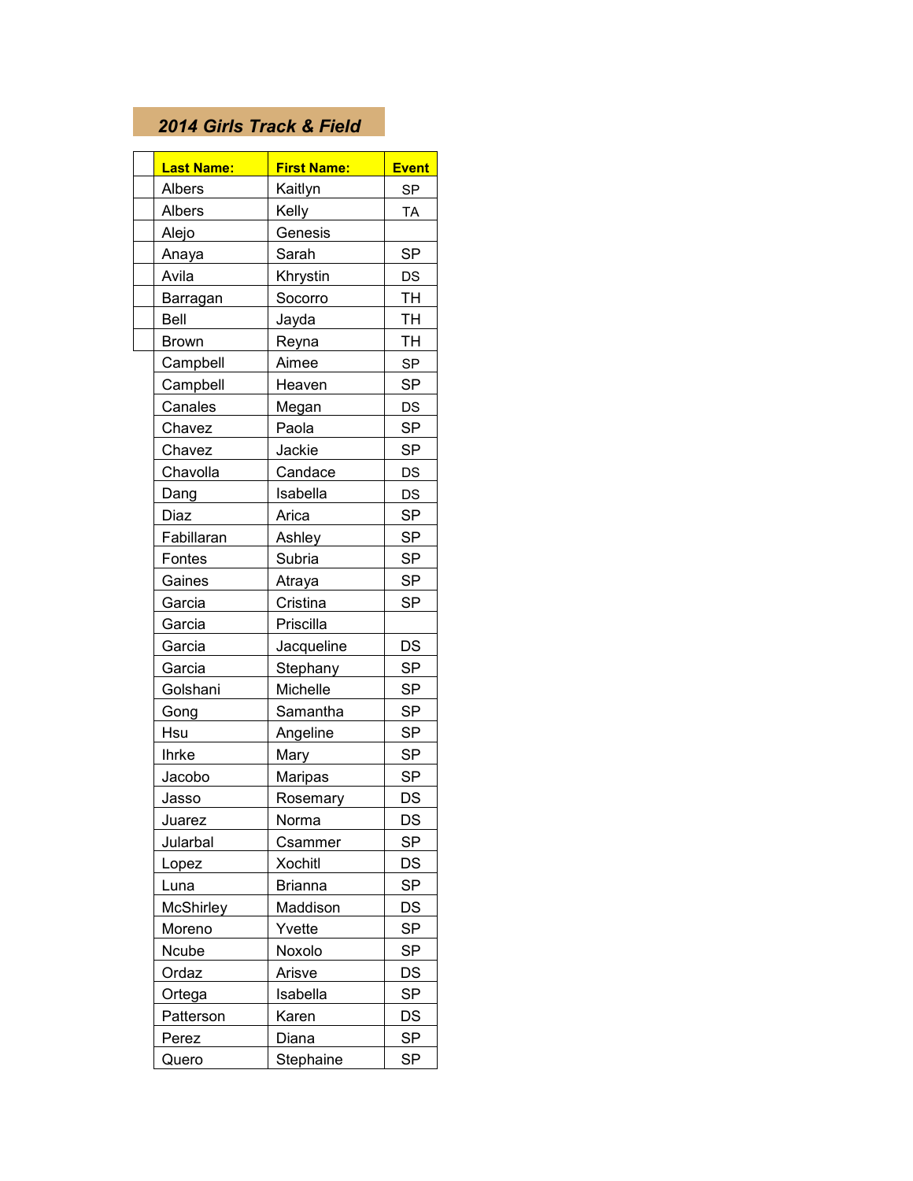## *2014 Girls Track & Field*

| Last Name: | First Name: | Event |
|---|---|---|
| Albers | Kaitlyn | SP |
| Albers | Kelly | TA |
| Alejo | Genesis | |
| Anaya | Sarah | SP |
| Avila | Khrystin | DS |
| Barragan | Socorro | TH |
| Bell | Jayda | TH |
| Brown | Reyna | TH |
| Campbell | Aimee | SP |
| Campbell | Heaven | SP |
| Canales | Megan | DS |
| Chavez | Paola | SP |
| Chavez | Jackie | SP |
| Chavolla | Candace | DS |
| Dang | Isabella | DS |
| Diaz | Arica | SP |
| Fabillaran | Ashley | SP |
| Fontes | Subria | SP |
| Gaines | Atraya | SP |
| Garcia | Cristina | SP |
| Garcia | Priscilla | |
| Garcia | Jacqueline | DS |
| Garcia | Stephany | SP |
| Golshani | Michelle | SP |
| Gong | Samantha | SP |
| Hsu | Angeline | SP |
| Ihrke | Mary | SP |
| Jacobo | Maripas | SP |
| Jasso | Rosemary | DS |
| Juarez | Norma | DS |
| Jularbal | Csammer | SP |
| Lopez | Xochitl | DS |
| Luna | Brianna | SP |
| McShirley | Maddison | DS |
| Moreno | Yvette | SP |
| Ncube | Noxolo | SP |
| Ordaz | Arisve | DS |
| Ortega | Isabella | SP |
| Patterson | Karen | DS |
| Perez | Diana | SP |
| Quero | Stephaine | SP |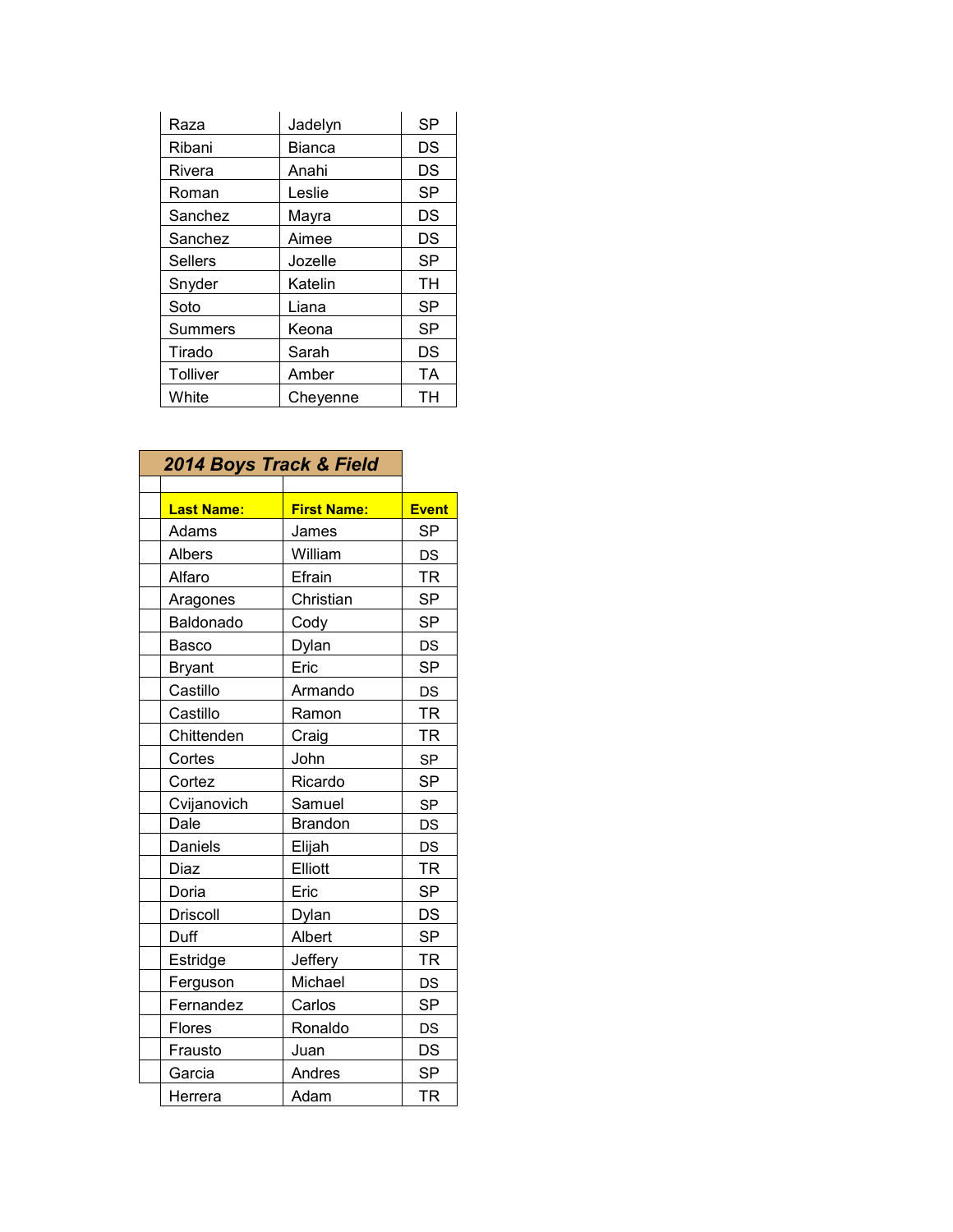| | | |
|---|---|---|
| Raza | Jadelyn | SP |
| Ribani | Bianca | DS |
| Rivera | Anahi | DS |
| Roman | Leslie | SP |
| Sanchez | Mayra | DS |
| Sanchez | Aimee | DS |
| Sellers | Jozelle | SP |
| Snyder | Katelin | TH |
| Soto | Liana | SP |
| Summers | Keona | SP |
| Tirado | Sarah | DS |
| Tolliver | Amber | TA |
| White | Cheyenne | TH |

## *2014 Boys Track & Field*

| Last Name: | First Name: | Event |
|---|---|---|
| Adams | James | SP |
| Albers | William | DS |
| Alfaro | Efrain | TR |
| Aragones | Christian | SP |
| Baldonado | Cody | SP |
| Basco | Dylan | DS |
| Bryant | Eric | SP |
| Castillo | Armando | DS |
| Castillo | Ramon | TR |
| Chittenden | Craig | TR |
| Cortes | John | SP |
| Cortez | Ricardo | SP |
| Cvijanovich | Samuel | SP |
| Dale | Brandon | DS |
| Daniels | Elijah | DS |
| Diaz | Elliott | TR |
| Doria | Eric | SP |
| Driscoll | Dylan | DS |
| Duff | Albert | SP |
| Estridge | Jeffery | TR |
| Ferguson | Michael | DS |
| Fernandez | Carlos | SP |
| Flores | Ronaldo | DS |
| Frausto | Juan | DS |
| Garcia | Andres | SP |
| Herrera | Adam | TR |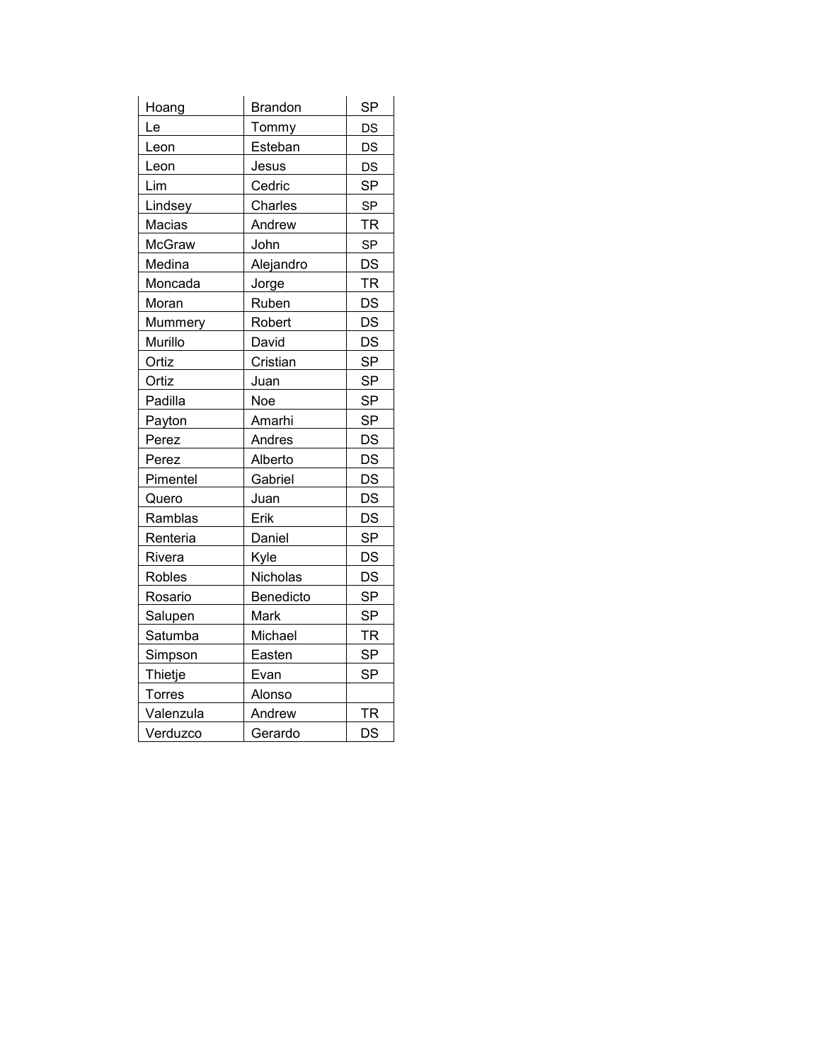| | | |
|---|---|---|
| Hoang | Brandon | SP |
| Le | Tommy | DS |
| Leon | Esteban | DS |
| Leon | Jesus | DS |
| Lim | Cedric | SP |
| Lindsey | Charles | SP |
| Macias | Andrew | TR |
| McGraw | John | SP |
| Medina | Alejandro | DS |
| Moncada | Jorge | TR |
| Moran | Ruben | DS |
| Mummery | Robert | DS |
| Murillo | David | DS |
| Ortiz | Cristian | SP |
| Ortiz | Juan | SP |
| Padilla | Noe | SP |
| Payton | Amarhi | SP |
| Perez | Andres | DS |
| Perez | Alberto | DS |
| Pimentel | Gabriel | DS |
| Quero | Juan | DS |
| Ramblas | Erik | DS |
| Renteria | Daniel | SP |
| Rivera | Kyle | DS |
| Robles | Nicholas | DS |
| Rosario | Benedicto | SP |
| Salupen | Mark | SP |
| Satumba | Michael | TR |
| Simpson | Easten | SP |
| Thietje | Evan | SP |
| Torres | Alonso | |
| Valenzula | Andrew | TR |
| Verduzco | Gerardo | DS |